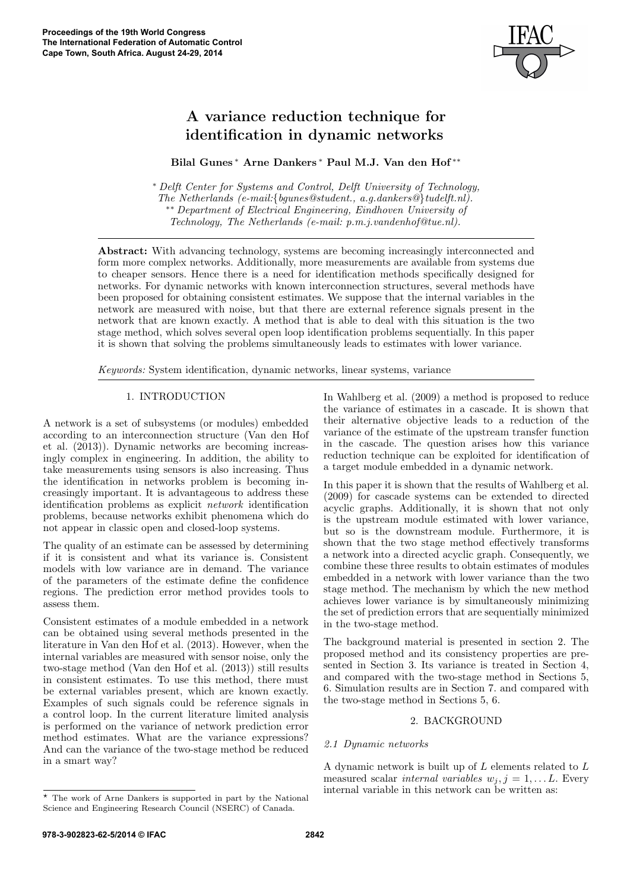# A variance reduction technique for identification in dynamic networks

**Bilal Gunes** * **Arne Dankers** * **Paul M.J. Van den Hof** **

\* *Delft Center for Systems and Control, Delft University of Technology, The Netherlands (e-mail:{bgunes@student., a.g.dankers@}tudelft.nl).*
\*\* *Department of Electrical Engineering, Eindhoven University of Technology, The Netherlands (e-mail: p.m.j.vandenhof@tue.nl).*

**Abstract:** With advancing technology, systems are becoming increasingly interconnected and form more complex networks. Additionally, more measurements are available from systems due to cheaper sensors. Hence there is a need for identification methods specifically designed for networks. For dynamic networks with known interconnection structures, several methods have been proposed for obtaining consistent estimates. We suppose that the internal variables in the network are measured with noise, but that there are external reference signals present in the network that are known exactly. A method that is able to deal with this situation is the two stage method, which solves several open loop identification problems sequentially. In this paper it is shown that solving the problems simultaneously leads to estimates with lower variance.

*Keywords:* System identification, dynamic networks, linear systems, variance

## 1. INTRODUCTION

A network is a set of subsystems (or modules) embedded according to an interconnection structure (Van den Hof et al. (2013)). Dynamic networks are becoming increasingly complex in engineering. In addition, the ability to take measurements using sensors is also increasing. Thus the identification in networks problem is becoming increasingly important. It is advantageous to address these identification problems as explicit *network* identification problems, because networks exhibit phenomena which do not appear in classic open and closed-loop systems.

The quality of an estimate can be assessed by determining if it is consistent and what its variance is. Consistent models with low variance are in demand. The variance of the parameters of the estimate define the confidence regions. The prediction error method provides tools to assess them.

Consistent estimates of a module embedded in a network can be obtained using several methods presented in the literature in Van den Hof et al. (2013). However, when the internal variables are measured with sensor noise, only the two-stage method (Van den Hof et al. (2013)) still results in consistent estimates. To use this method, there must be external variables present, which are known exactly. Examples of such signals could be reference signals in a control loop. In the current literature limited analysis is performed on the variance of network prediction error method estimates. What are the variance expressions? And can the variance of the two-stage method be reduced in a smart way?

In Wahlberg et al. (2009) a method is proposed to reduce the variance of estimates in a cascade. It is shown that their alternative objective leads to a reduction of the variance of the estimate of the upstream transfer function in the cascade. The question arises how this variance reduction technique can be exploited for identification of a target module embedded in a dynamic network.

In this paper it is shown that the results of Wahlberg et al. (2009) for cascade systems can be extended to directed acyclic graphs. Additionally, it is shown that not only is the upstream module estimated with lower variance, but so is the downstream module. Furthermore, it is shown that the two stage method effectively transforms a network into a directed acyclic graph. Consequently, we combine these three results to obtain estimates of modules embedded in a network with lower variance than the two stage method. The mechanism by which the new method achieves lower variance is by simultaneously minimizing the set of prediction errors that are sequentially minimized in the two-stage method.

The background material is presented in section 2. The proposed method and its consistency properties are presented in Section 3. Its variance is treated in Section 4, and compared with the two-stage method in Sections 5, 6. Simulation results are in Section 7. and compared with the two-stage method in Sections 5, 6.

## 2. BACKGROUND

### 2.1 Dynamic networks

A dynamic network is built up of $L$ elements related to $L$ measured scalar *internal variables* $w_j, j = 1, \dots L$. Every internal variable in this network can be written as:

\* The work of Arne Dankers is supported in part by the National Science and Engineering Research Council (NSERC) of Canada.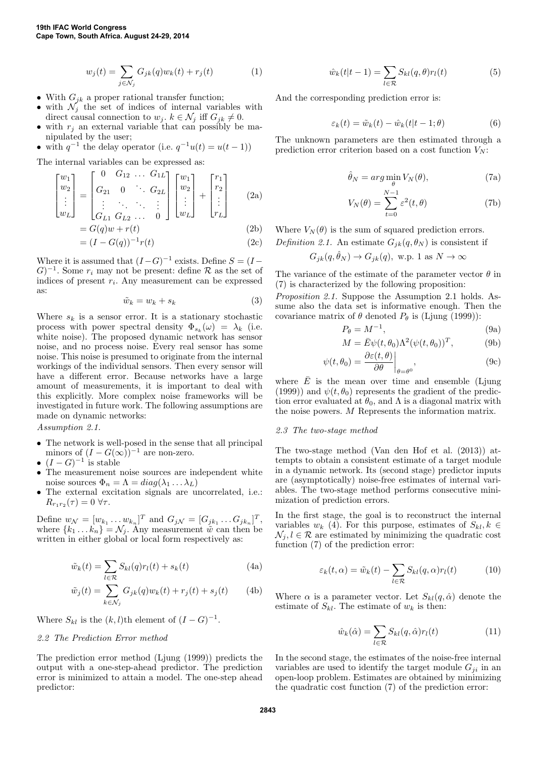$$w_j(t) = \sum_{j \in \mathcal{N}_j} G_{jk}(q) w_k(t) + r_j(t) \tag{1}$$

- With $G_{jk}$ a proper rational transfer function;
- with $\mathcal{N}_j$ the set of indices of internal variables with direct causal connection to $w_j$. $k \in \mathcal{N}_j$ iff $G_{jk} \neq 0$.
- with $r_j$ an external variable that can possibly be manipulated by the user;
- with $q^{-1}$ the delay operator (i.e. $q^{-1}u(t) = u(t-1)$)

The internal variables can be expressed as:

$$\begin{bmatrix} w_1 \\ w_2 \\ \vdots \\ w_L \end{bmatrix} = \begin{bmatrix} 0 & G_{12} & \dots & G_{1L} \\ G_{21} & 0 & \ddots & G_{2L} \\ \vdots & \ddots & \ddots & \vdots \\ G_{L1} & G_{L2} & \dots & 0 \end{bmatrix} \begin{bmatrix} w_1 \\ w_2 \\ \vdots \\ w_L \end{bmatrix} + \begin{bmatrix} r_1 \\ r_2 \\ \vdots \\ r_L \end{bmatrix} \tag{2a}$$

$$= G(q)w + r(t) \tag{2b}$$

$$= (I - G(q))^{-1} r(t) \tag{2c}$$

Where it is assumed that $(I-G)^{-1}$ exists. Define $S = (I - G)^{-1}$. Some $r_i$ may not be present: define $\mathcal{R}$ as the set of indices of present $r_i$. Any measurement can be expressed as:

$$\tilde{w}_k = w_k + s_k \tag{3}$$

Where $s_k$ is a sensor error. It is a stationary stochastic process with power spectral density $\Phi_{s_k}(\omega) = \lambda_k$ (i.e. white noise). The proposed dynamic network has sensor noise, and no process noise. Every real sensor has some noise. This noise is presumed to originate from the internal workings of the individual sensors. Then every sensor will have a different error. Because networks have a large amount of measurements, it is important to deal with this explicitly. More complex noise frameworks will be investigated in future work. The following assumptions are made on dynamic networks:

*Assumption 2.1.*

- The network is well-posed in the sense that all principal minors of $(I - G(\infty))^{-1}$ are non-zero.
- $(I - G)^{-1}$ is stable
- The measurement noise sources are independent white noise sources $\Phi_n = \Lambda = diag(\lambda_1 \dots \lambda_L)$
- The external excitation signals are uncorrelated, i.e.: $R_{r_1 r_2}(\tau) = 0 \; \forall \tau$.

Define $w_{\mathcal{N}} = [w_{k_1} \dots w_{k_n}]^T$ and $G_{j\mathcal{N}} = [G_{jk_1} \dots G_{jk_n}]^T$, where $\{k_1 \dots k_n\} = \mathcal{N}_j$. Any measurement $\tilde{w}$ can then be written in either global or local form respectively as:

$$\tilde{w}_k(t) = \sum_{l \in \mathcal{R}} S_{kl}(q) r_l(t) + s_k(t) \tag{4a}$$

$$\tilde{w}_j(t) = \sum_{k \in \mathcal{N}_j} G_{jk}(q) w_k(t) + r_j(t) + s_j(t) \tag{4b}$$

Where $S_{kl}$ is the $(k,l)$th element of $(I - G)^{-1}$.

### 2.2 The Prediction Error method

The prediction error method (Ljung (1999)) predicts the output with a one-step-ahead predictor. The prediction error is minimized to attain a model. The one-step ahead predictor:

$$\hat{w}_k(t|t-1) = \sum_{l \in \mathcal{R}} S_{kl}(q, \theta) r_l(t) \tag{5}$$

And the corresponding prediction error is:

$$\varepsilon_k(t) = \tilde{w}_k(t) - \hat{w}_k(t|t-1; \theta) \tag{6}$$

The unknown parameters are then estimated through a prediction error criterion based on a cost function $V_N$:

$$\hat{\theta}_N = arg \min_{\theta} V_N(\theta), \tag{7a}$$

$$V_N(\theta) = \sum_{t=0}^{N-1} \varepsilon^2(t, \theta) \tag{7b}$$

Where $V_N(\theta)$ is the sum of squared prediction errors.

*Definition 2.1.* An estimate $G_{jk}(q, \theta_N)$ is consistent if

$$G_{jk}(q, \hat{\theta}_N) \to G_{jk}(q), \text{ w.p. 1 as } N \to \infty$$

The variance of the estimate of the parameter vector $\theta$ in (7) is characterized by the following proposition:

*Proposition 2.1.* Suppose the Assumption 2.1 holds. Assume also the data set is informative enough. Then the covariance matrix of $\theta$ denoted $P_\theta$ is (Ljung (1999)):

$$P_\theta = M^{-1}, \tag{9a}$$

$$M = \bar{E} \psi(t, \theta_0) \Lambda^2 (\psi(t, \theta_0))^T, \tag{9b}$$

$$\psi(t, \theta_0) = \left. \frac{\partial \varepsilon(t, \theta)}{\partial \theta} \right|_{\theta = \theta^0}, \tag{9c}$$

where $\bar{E}$ is the mean over time and ensemble (Ljung (1999)) and $\psi(t, \theta_0)$ represents the gradient of the prediction error evaluated at $\theta_0$, and $\Lambda$ is a diagonal matrix with the noise powers. $M$ Represents the information matrix.

### 2.3 The two-stage method

The two-stage method (Van den Hof et al. (2013)) attempts to obtain a consistent estimate of a target module in a dynamic network. Its (second stage) predictor inputs are (asymptotically) noise-free estimates of internal variables. The two-stage method performs consecutive minimization of prediction errors.

In the first stage, the goal is to reconstruct the internal variables $w_k$ (4). For this purpose, estimates of $S_{kl}, k \in \mathcal{N}_j, l \in \mathcal{R}$ are estimated by minimizing the quadratic cost function (7) of the prediction error:

$$\varepsilon_k(t, \alpha) = \tilde{w}_k(t) - \sum_{l \in \mathcal{R}} S_{kl}(q, \alpha) r_l(t) \tag{10}$$

Where $\alpha$ is a parameter vector. Let $S_{kl}(q, \hat{\alpha})$ denote the estimate of $S_{kl}$. The estimate of $w_k$ is then:

$$\hat{w}_k(\hat{\alpha}) = \sum_{l \in \mathcal{R}} S_{kl}(q, \hat{\alpha}) r_l(t) \tag{11}$$

In the second stage, the estimates of the noise-free internal variables are used to identify the target module $G_{ji}$ in an open-loop problem. Estimates are obtained by minimizing the quadratic cost function (7) of the prediction error: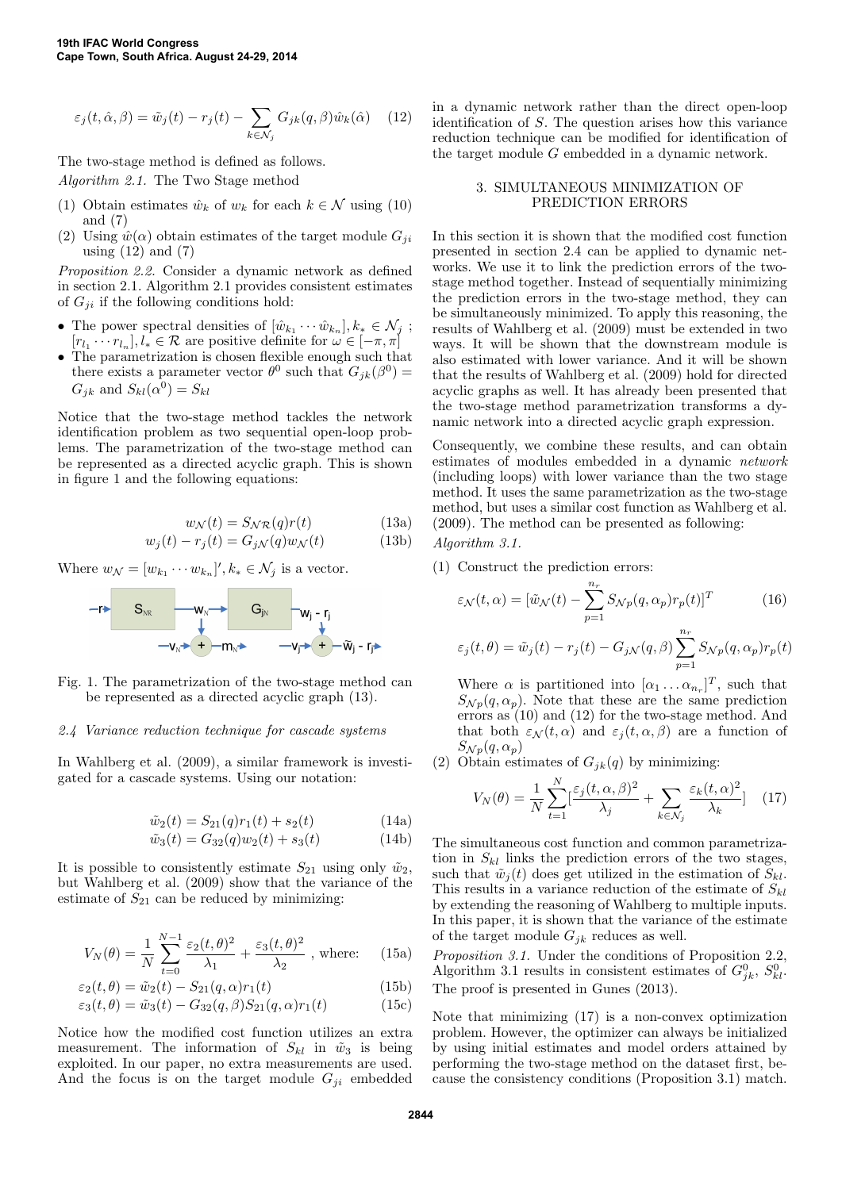$$\varepsilon_j(t,\hat{\alpha},\beta) = \tilde{w}_j(t) - r_j(t) - \sum_{k\in\mathcal{N}_j} G_{jk}(q,\beta)\hat{w}_k(\hat{\alpha}) \quad (12)$$

The two-stage method is defined as follows.

*Algorithm 2.1.* The Two Stage method

1. Obtain estimates $\hat{w}_k$ of $w_k$ for each $k \in \mathcal{N}$ using (10) and (7)
2. Using $\hat{w}(\alpha)$ obtain estimates of the target module $G_{ji}$ using (12) and (7)

*Proposition 2.2.* Consider a dynamic network as defined in section 2.1. Algorithm 2.1 provides consistent estimates of $G_{ji}$ if the following conditions hold:

- The power spectral densities of $[\hat{w}_{k_1} \cdots \hat{w}_{k_n}], k_* \in \mathcal{N}_j$ ; $[r_{l_1} \cdots r_{l_n}], l_* \in \mathcal{R}$ are positive definite for $\omega \in [-\pi, \pi]$
- The parametrization is chosen flexible enough such that there exists a parameter vector $\theta^0$ such that $G_{jk}(\beta^0) = G_{jk}$ and $S_{kl}(\alpha^0) = S_{kl}$

Notice that the two-stage method tackles the network identification problem as two sequential open-loop problems. The parametrization of the two-stage method can be represented as a directed acyclic graph. This is shown in figure 1 and the following equations:

$$w_{\mathcal{N}}(t) = S_{\mathcal{N}\mathcal{R}}(q)r(t) \quad (13a)$$
$$w_j(t) - r_j(t) = G_{j\mathcal{N}}(q)w_{\mathcal{N}}(t) \quad (13b)$$

Where $w_{\mathcal{N}} = [w_{k_1} \cdots w_{k_n}]', k_* \in \mathcal{N}_j$ is a vector.

Fig. 1. The parametrization of the two-stage method can be represented as a directed acyclic graph (13).

### 2.4 Variance reduction technique for cascade systems

In Wahlberg et al. (2009), a similar framework is investigated for a cascade systems. Using our notation:

$$\tilde{w}_2(t) = S_{21}(q)r_1(t) + s_2(t) \quad (14a)$$
$$\tilde{w}_3(t) = G_{32}(q)w_2(t) + s_3(t) \quad (14b)$$

It is possible to consistently estimate $S_{21}$ using only $\tilde{w}_2$, but Wahlberg et al. (2009) show that the variance of the estimate of $S_{21}$ can be reduced by minimizing:

$$V_N(\theta) = \frac{1}{N}\sum_{t=0}^{N-1} \frac{\varepsilon_2(t,\theta)^2}{\lambda_1} + \frac{\varepsilon_3(t,\theta)^2}{\lambda_2} \text{ , where:} \quad (15a)$$
$$\varepsilon_2(t,\theta) = \tilde{w}_2(t) - S_{21}(q,\alpha)r_1(t) \quad (15b)$$
$$\varepsilon_3(t,\theta) = \tilde{w}_3(t) - G_{32}(q,\beta)S_{21}(q,\alpha)r_1(t) \quad (15c)$$

Notice how the modified cost function utilizes an extra measurement. The information of $S_{kl}$ in $\tilde{w}_3$ is being exploited. In our paper, no extra measurements are used. And the focus is on the target module $G_{ji}$ embedded in a dynamic network rather than the direct open-loop identification of $S$. The question arises how this variance reduction technique can be modified for identification of the target module $G$ embedded in a dynamic network.

## 3. SIMULTANEOUS MINIMIZATION OF PREDICTION ERRORS

In this section it is shown that the modified cost function presented in section 2.4 can be applied to dynamic networks. We use it to link the prediction errors of the two-stage method together. Instead of sequentially minimizing the prediction errors in the two-stage method, they can be simultaneously minimized. To apply this reasoning, the results of Wahlberg et al. (2009) must be extended in two ways. It will be shown that the downstream module is also estimated with lower variance. And it will be shown that the results of Wahlberg et al. (2009) hold for directed acyclic graphs as well. It has already been presented that the two-stage method parametrization transforms a dynamic network into a directed acyclic graph expression.

Consequently, we combine these results, and can obtain estimates of modules embedded in a dynamic *network* (including loops) with lower variance than the two stage method. It uses the same parametrization as the two-stage method, but uses a similar cost function as Wahlberg et al. (2009). The method can be presented as following:

*Algorithm 3.1.*

1. Construct the prediction errors:

$$\varepsilon_{\mathcal{N}}(t,\alpha) = [\tilde{w}_{\mathcal{N}}(t) - \sum_{p=1}^{n_r} S_{\mathcal{N}p}(q,\alpha_p)r_p(t)]^T \quad (16)$$

$$\varepsilon_j(t,\theta) = \tilde{w}_j(t) - r_j(t) - G_{j\mathcal{N}}(q,\beta)\sum_{p=1}^{n_r} S_{\mathcal{N}p}(q,\alpha_p)r_p(t)$$

   Where $\alpha$ is partitioned into $[\alpha_1 \ldots \alpha_{n_r}]^T$, such that $S_{\mathcal{N}p}(q,\alpha_p)$. Note that these are the same prediction errors as (10) and (12) for the two-stage method. And that both $\varepsilon_{\mathcal{N}}(t,\alpha)$ and $\varepsilon_j(t,\alpha,\beta)$ are a function of $S_{\mathcal{N}p}(q,\alpha_p)$

2. Obtain estimates of $G_{jk}(q)$ by minimizing:

$$V_N(\theta) = \frac{1}{N}\sum_{t=1}^{N}[\frac{\varepsilon_j(t,\alpha,\beta)^2}{\lambda_j} + \sum_{k\in\mathcal{N}_j}\frac{\varepsilon_k(t,\alpha)^2}{\lambda_k}] \quad (17)$$

The simultaneous cost function and common parametrization in $S_{kl}$ links the prediction errors of the two stages, such that $\tilde{w}_j(t)$ does get utilized in the estimation of $S_{kl}$. This results in a variance reduction of the estimate of $S_{kl}$ by extending the reasoning of Wahlberg to multiple inputs. In this paper, it is shown that the variance of the estimate of the target module $G_{jk}$ reduces as well.

*Proposition 3.1.* Under the conditions of Proposition 2.2, Algorithm 3.1 results in consistent estimates of $G^0_{jk}$, $S^0_{kl}$. The proof is presented in Gunes (2013).

Note that minimizing (17) is a non-convex optimization problem. However, the optimizer can always be initialized by using initial estimates and model orders attained by performing the two-stage method on the dataset first, because the consistency conditions (Proposition 3.1) match.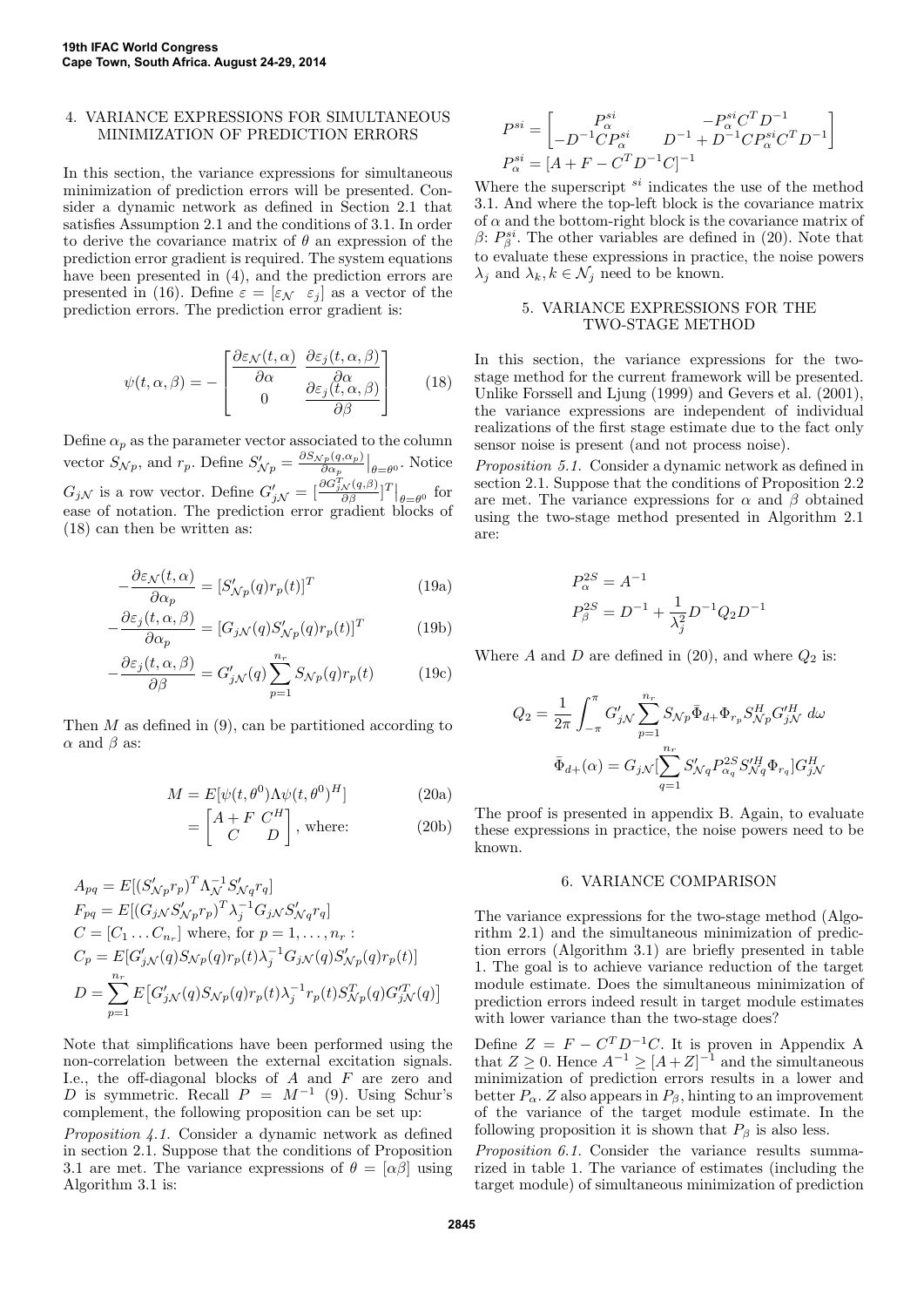## 4. VARIANCE EXPRESSIONS FOR SIMULTANEOUS MINIMIZATION OF PREDICTION ERRORS

In this section, the variance expressions for simultaneous minimization of prediction errors will be presented. Consider a dynamic network as defined in Section 2.1 that satisfies Assumption 2.1 and the conditions of 3.1. In order to derive the covariance matrix of $\theta$ an expression of the prediction error gradient is required. The system equations have been presented in (4), and the prediction errors are presented in (16). Define $\varepsilon = [\varepsilon_{\mathcal{N}} \;\; \varepsilon_j]$ as a vector of the prediction errors. The prediction error gradient is:

$$\psi(t, \alpha, \beta) = - \begin{bmatrix} \dfrac{\partial \varepsilon_{\mathcal{N}}(t, \alpha)}{\partial \alpha} & \dfrac{\partial \varepsilon_j(t, \alpha, \beta)}{\partial \alpha} \\ 0 & \dfrac{\partial \varepsilon_j(t, \alpha, \beta)}{\partial \beta} \end{bmatrix} \tag{18}$$

Define $\alpha_p$ as the parameter vector associated to the column vector $S_{\mathcal{N}p}$, and $r_p$. Define $S'_{\mathcal{N}p} = \frac{\partial S_{\mathcal{N}p}(q, \alpha_p)}{\partial \alpha_p}\big|_{\theta=\theta^0}$. Notice $G_{j\mathcal{N}}$ is a row vector. Define $G'_{j\mathcal{N}} = [\frac{\partial G^T_{j\mathcal{N}}(q, \beta)}{\partial \beta}]^T\big|_{\theta=\theta^0}$ for ease of notation. The prediction error gradient blocks of (18) can then be written as:

$$-\frac{\partial \varepsilon_{\mathcal{N}}(t, \alpha)}{\partial \alpha_p} = [S'_{\mathcal{N}p}(q) r_p(t)]^T \tag{19a}$$

$$-\frac{\partial \varepsilon_j(t, \alpha, \beta)}{\partial \alpha_p} = [G_{j\mathcal{N}}(q) S'_{\mathcal{N}p}(q) r_p(t)]^T \tag{19b}$$

$$-\frac{\partial \varepsilon_j(t, \alpha, \beta)}{\partial \beta} = G'_{j\mathcal{N}}(q) \sum_{p=1}^{n_r} S_{\mathcal{N}p}(q) r_p(t) \tag{19c}$$

Then $M$ as defined in (9), can be partitioned according to $\alpha$ and $\beta$ as:

$$M = E[\psi(t, \theta^0) \Lambda \psi(t, \theta^0)^H] \tag{20a}$$

$$= \begin{bmatrix} A + F & C^H \\ C & D \end{bmatrix}, \text{ where:} \tag{20b}$$

$$A_{pq} = E[(S'_{\mathcal{N}p} r_p)^T \Lambda_{\mathcal{N}}^{-1} S'_{\mathcal{N}q} r_q]$$

$$F_{pq} = E[(G_{j\mathcal{N}} S'_{\mathcal{N}p} r_p)^T \lambda_j^{-1} G_{j\mathcal{N}} S'_{\mathcal{N}q} r_q]$$

$$C = [C_1 \dots C_{n_r}] \text{ where, for } p = 1, \dots, n_r:$$

$$C_p = E[G'_{j\mathcal{N}}(q) S_{\mathcal{N}p}(q) r_p(t) \lambda_j^{-1} G_{j\mathcal{N}}(q) S'_{\mathcal{N}p}(q) r_p(t)]$$

$$D = \sum_{p=1}^{n_r} E\big[G'_{j\mathcal{N}}(q) S_{\mathcal{N}p}(q) r_p(t) \lambda_j^{-1} r_p(t) S^T_{\mathcal{N}p}(q) G'^T_{j\mathcal{N}}(q)\big]$$

Note that simplifications have been performed using the non-correlation between the external excitation signals. I.e., the off-diagonal blocks of $A$ and $F$ are zero and $D$ is symmetric. Recall $P = M^{-1}$ (9). Using Schur's complement, the following proposition can be set up:

*Proposition 4.1.* Consider a dynamic network as defined in section 2.1. Suppose that the conditions of Proposition 3.1 are met. The variance expressions of $\theta = [\alpha \beta]$ using Algorithm 3.1 is:

$$P^{si} = \begin{bmatrix} P^{si}_\alpha & -P^{si}_\alpha C^T D^{-1} \\ -D^{-1} C P^{si}_\alpha & D^{-1} + D^{-1} C P^{si}_\alpha C^T D^{-1} \end{bmatrix}$$

$$P^{si}_\alpha = [A + F - C^T D^{-1} C]^{-1}$$

Where the superscript $^{si}$ indicates the use of the method 3.1. And where the top-left block is the covariance matrix of $\alpha$ and the bottom-right block is the covariance matrix of $\beta$: $P^{si}_\beta$. The other variables are defined in (20). Note that to evaluate these expressions in practice, the noise powers $\lambda_j$ and $\lambda_k, k \in \mathcal{N}_j$ need to be known.

## 5. VARIANCE EXPRESSIONS FOR THE TWO-STAGE METHOD

In this section, the variance expressions for the two-stage method for the current framework will be presented. Unlike Forssell and Ljung (1999) and Gevers et al. (2001), the variance expressions are independent of individual realizations of the first stage estimate due to the fact only sensor noise is present (and not process noise).

*Proposition 5.1.* Consider a dynamic network as defined in section 2.1. Suppose that the conditions of Proposition 2.2 are met. The variance expressions for $\alpha$ and $\beta$ obtained using the two-stage method presented in Algorithm 2.1 are:

$$P^{2S}_\alpha = A^{-1}$$

$$P^{2S}_\beta = D^{-1} + \frac{1}{\lambda_j^2} D^{-1} Q_2 D^{-1}$$

Where $A$ and $D$ are defined in (20), and where $Q_2$ is:

$$Q_2 = \frac{1}{2\pi} \int_{-\pi}^{\pi} G'_{j\mathcal{N}} \sum_{p=1}^{n_r} S_{\mathcal{N}p} \bar{\Phi}_{d+} \Phi_{r_p} S^H_{\mathcal{N}p} G'^H_{j\mathcal{N}} \, d\omega$$

$$\bar{\Phi}_{d+}(\alpha) = G_{j\mathcal{N}} [\sum_{q=1}^{n_r} S'_{\mathcal{N}q} P^{2S}_{\alpha_q} S'^H_{\mathcal{N}q} \Phi_{r_q}] G^H_{j\mathcal{N}}$$

The proof is presented in appendix B. Again, to evaluate these expressions in practice, the noise powers need to be known.

## 6. VARIANCE COMPARISON

The variance expressions for the two-stage method (Algorithm 2.1) and the simultaneous minimization of prediction errors (Algorithm 3.1) are briefly presented in table 1. The goal is to achieve variance reduction of the target module estimate. Does the simultaneous minimization of prediction errors indeed result in target module estimates with lower variance than the two-stage does?

Define $Z = F - C^T D^{-1} C$. It is proven in Appendix A that $Z \geq 0$. Hence $A^{-1} \geq [A + Z]^{-1}$ and the simultaneous minimization of prediction errors results in a lower and better $P_\alpha$. $Z$ also appears in $P_\beta$, hinting to an improvement of the variance of the target module estimate. In the following proposition it is shown that $P_\beta$ is also less.

*Proposition 6.1.* Consider the variance results summarized in table 1. The variance of estimates (including the target module) of simultaneous minimization of prediction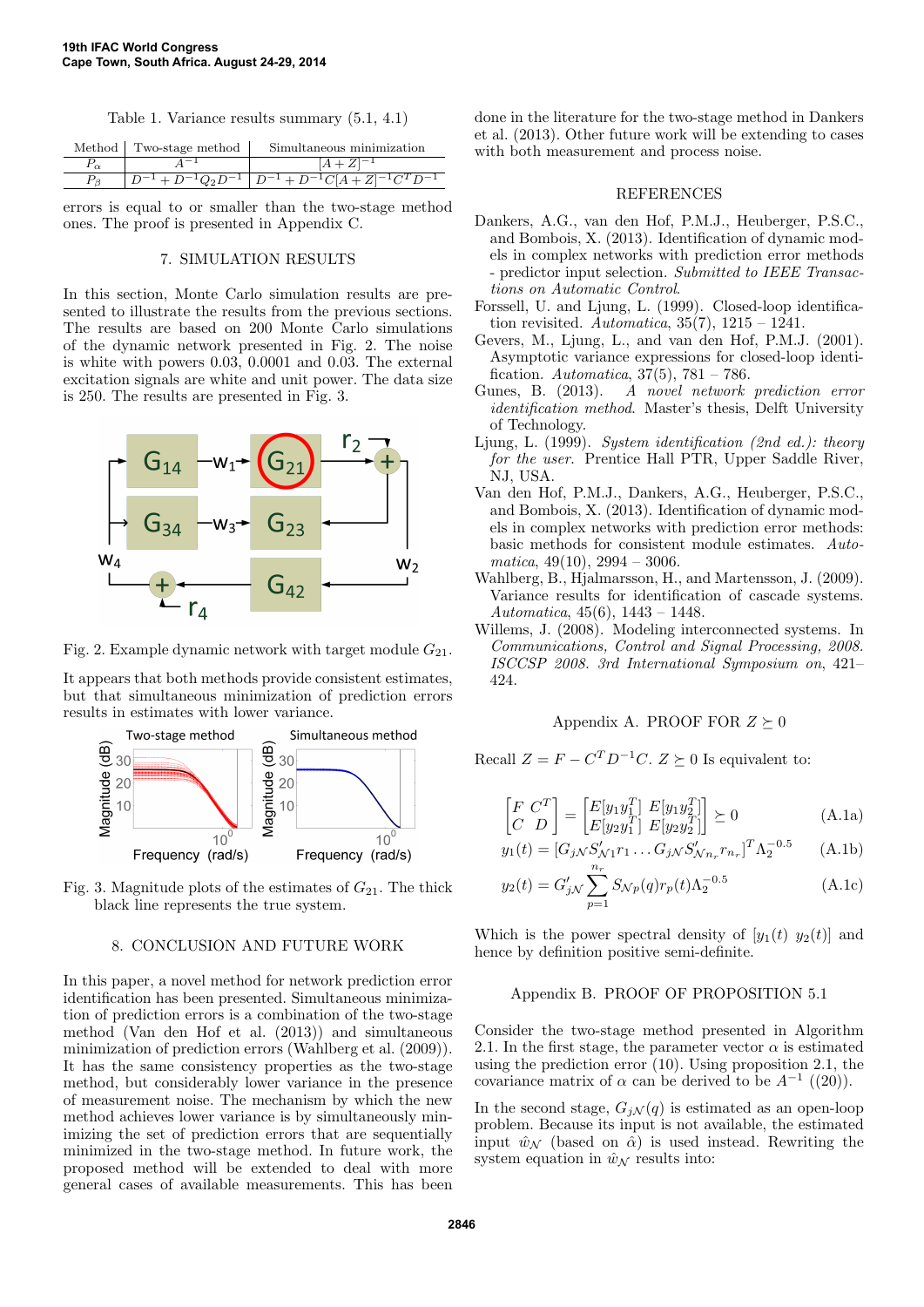Table 1. Variance results summary (5.1, 4.1)

| Method | Two-stage method | Simultaneous minimization |
|---|---|---|
| $P_\alpha$ | $A^{-1}$ | $[A+Z]^{-1}$ |
| $P_\beta$ | $D^{-1}+D^{-1}Q_2D^{-1}$ | $D^{-1}+D^{-1}C[A+Z]^{-1}C^TD^{-1}$ |

errors is equal to or smaller than the two-stage method ones. The proof is presented in Appendix C.

## 7. SIMULATION RESULTS

In this section, Monte Carlo simulation results are presented to illustrate the results from the previous sections. The results are based on 200 Monte Carlo simulations of the dynamic network presented in Fig. 2. The noise is white with powers 0.03, 0.0001 and 0.03. The external excitation signals are white and unit power. The data size is 250. The results are presented in Fig. 3.

Fig. 2. Example dynamic network with target module $G_{21}$.

It appears that both methods provide consistent estimates, but that simultaneous minimization of prediction errors results in estimates with lower variance.

Fig. 3. Magnitude plots of the estimates of $G_{21}$. The thick black line represents the true system.

## 8. CONCLUSION AND FUTURE WORK

In this paper, a novel method for network prediction error identification has been presented. Simultaneous minimization of prediction errors is a combination of the two-stage method (Van den Hof et al. (2013)) and simultaneous minimization of prediction errors (Wahlberg et al. (2009)). It has the same consistency properties as the two-stage method, but considerably lower variance in the presence of measurement noise. The mechanism by which the new method achieves lower variance is by simultaneously minimizing the set of prediction errors that are sequentially minimized in the two-stage method. In future work, the proposed method will be extended to deal with more general cases of available measurements. This has been done in the literature for the two-stage method in Dankers et al. (2013). Other future work will be extending to cases with both measurement and process noise.

## REFERENCES

Dankers, A.G., van den Hof, P.M.J., Heuberger, P.S.C., and Bombois, X. (2013). Identification of dynamic models in complex networks with prediction error methods - predictor input selection. *Submitted to IEEE Transactions on Automatic Control*.

Forssell, U. and Ljung, L. (1999). Closed-loop identification revisited. *Automatica*, 35(7), 1215 – 1241.

Gevers, M., Ljung, L., and van den Hof, P.M.J. (2001). Asymptotic variance expressions for closed-loop identification. *Automatica*, 37(5), 781 – 786.

Gunes, B. (2013). *A novel network prediction error identification method*. Master's thesis, Delft University of Technology.

Ljung, L. (1999). *System identification (2nd ed.): theory for the user*. Prentice Hall PTR, Upper Saddle River, NJ, USA.

Van den Hof, P.M.J., Dankers, A.G., Heuberger, P.S.C., and Bombois, X. (2013). Identification of dynamic models in complex networks with prediction error methods: basic methods for consistent module estimates. *Automatica*, 49(10), 2994 – 3006.

Wahlberg, B., Hjalmarsson, H., and Martensson, J. (2009). Variance results for identification of cascade systems. *Automatica*, 45(6), 1443 – 1448.

Willems, J. (2008). Modeling interconnected systems. In *Communications, Control and Signal Processing, 2008. ISCCSP 2008. 3rd International Symposium on*, 421–424.

## Appendix A. PROOF FOR $Z \succeq 0$

Recall $Z = F - C^TD^{-1}C$. $Z \succeq 0$ Is equivalent to:

$$\begin{bmatrix} F & C^T \\ C & D \end{bmatrix} = \begin{bmatrix} E[y_1y_1^T] & E[y_1y_2^T] \\ E[y_2y_1^T] & E[y_2y_2^T] \end{bmatrix} \succeq 0 \tag{A.1a}$$

$$y_1(t) = [G_{j\mathcal{N}}S'_{\mathcal{N}1}r_1 \dots G_{j\mathcal{N}}S'_{\mathcal{N}n_r}r_{n_r}]^T\Lambda_2^{-0.5} \tag{A.1b}$$

$$y_2(t) = G'_{j\mathcal{N}}\sum_{p=1}^{n_r}S_{\mathcal{N}p}(q)r_p(t)\Lambda_2^{-0.5} \tag{A.1c}$$

Which is the power spectral density of $[y_1(t)\ y_2(t)]$ and hence by definition positive semi-definite.

## Appendix B. PROOF OF PROPOSITION 5.1

Consider the two-stage method presented in Algorithm 2.1. In the first stage, the parameter vector $\alpha$ is estimated using the prediction error (10). Using proposition 2.1, the covariance matrix of $\alpha$ can be derived to be $A^{-1}$ ((20)).

In the second stage, $G_{j\mathcal{N}}(q)$ is estimated as an open-loop problem. Because its input is not available, the estimated input $\hat{w}_{\mathcal{N}}$ (based on $\hat{\alpha}$) is used instead. Rewriting the system equation in $\hat{w}_{\mathcal{N}}$ results into: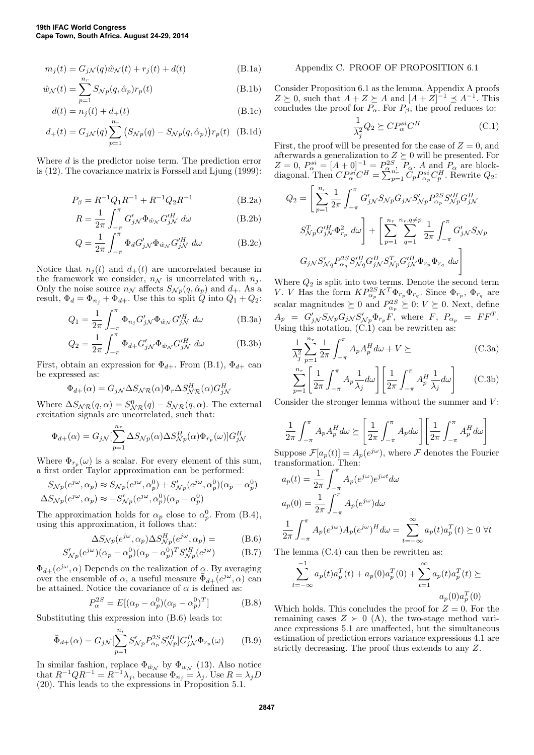$$m_j(t) = G_{j\mathcal{N}}(q)\hat{w}_{\mathcal{N}}(t) + r_j(t) + d(t) \tag{B.1a}$$

$$\hat{w}_{\mathcal{N}}(t) = \sum_{p=1}^{n_r} S_{\mathcal{N}p}(q, \hat{\alpha}_p) r_p(t) \tag{B.1b}$$

$$d(t) = n_j(t) + d_+(t) \tag{B.1c}$$

$$d_+(t) = G_{j\mathcal{N}}(q) \sum_{p=1}^{n_r} \big(S_{\mathcal{N}p}(q) - S_{\mathcal{N}p}(q, \hat{\alpha}_p)\big) r_p(t) \tag{B.1d}$$

Where $d$ is the predictor noise term. The prediction error is (12). The covariance matrix is Forssell and Ljung (1999):

$$P_\beta = R^{-1}Q_1R^{-1} + R^{-1}Q_2R^{-1} \tag{B.2a}$$

$$R = \frac{1}{2\pi}\int_{-\pi}^{\pi} G'_{j\mathcal{N}} \Phi_{\hat{w}_{\mathcal{N}}} G'^H_{j\mathcal{N}} \, d\omega \tag{B.2b}$$

$$Q = \frac{1}{2\pi}\int_{-\pi}^{\pi} \Phi_d G'_{j\mathcal{N}} \Phi_{\hat{w}_{\mathcal{N}}} G'^H_{j\mathcal{N}} \, d\omega \tag{B.2c}$$

Notice that $n_j(t)$ and $d_+(t)$ are uncorrelated because in the framework we consider, $n_{\mathcal{N}}$ is uncorrelated with $n_j$. Only the noise source $n_{\mathcal{N}}$ affects $S_{\mathcal{N}p}(q, \hat{\alpha}_p)$ and $d_+$. As a result, $\Phi_d = \Phi_{n_j} + \Phi_{d+}$. Use this to split $Q$ into $Q_1 + Q_2$:

$$Q_1 = \frac{1}{2\pi}\int_{-\pi}^{\pi} \Phi_{n_j} G'_{j\mathcal{N}} \Phi_{\hat{w}_{\mathcal{N}}} G'^H_{j\mathcal{N}} \, d\omega \tag{B.3a}$$

$$Q_2 = \frac{1}{2\pi}\int_{-\pi}^{\pi} \Phi_{d+} G'_{j\mathcal{N}} \Phi_{\hat{w}_{\mathcal{N}}} G'^H_{j\mathcal{N}} \, d\omega \tag{B.3b}$$

First, obtain an expression for $\Phi_{d+}$. From (B.1), $\Phi_{d+}$ can be expressed as:

$$\Phi_{d+}(\alpha) = G_{j\mathcal{N}} \Delta S_{\mathcal{N}\mathcal{R}}(\alpha) \Phi_r \Delta S^H_{\mathcal{N}\mathcal{R}}(\alpha) G^H_{j\mathcal{N}}$$

Where $\Delta S_{\mathcal{N}\mathcal{R}}(q,\alpha) = S^0_{\mathcal{N}\mathcal{R}}(q) - S_{\mathcal{N}\mathcal{R}}(q,\alpha)$. The external excitation signals are uncorrelated, such that:

$$\Phi_{d+}(\alpha) = G_{j\mathcal{N}} [\sum_{p=1}^{n_r} \Delta S_{\mathcal{N}p}(\alpha) \Delta S^H_{\mathcal{N}p}(\alpha) \Phi_{r_p}(\omega)] G^H_{j\mathcal{N}}$$

Where $\Phi_{r_p}(\omega)$ is a scalar. For every element of this sum, a first order Taylor approximation can be performed:

$$S_{\mathcal{N}p}(e^{j\omega}, \alpha_p) \approx S_{\mathcal{N}p}(e^{j\omega}, \alpha^0_p) + S'_{\mathcal{N}p}(e^{j\omega}, \alpha^0_p)(\alpha_p - \alpha^0_p)$$
$$\Delta S_{\mathcal{N}p}(e^{j\omega}, \alpha_p) \approx -S'_{\mathcal{N}p}(e^{j\omega}, \alpha^0_p)(\alpha_p - \alpha^0_p)$$

The approximation holds for $\alpha_p$ close to $\alpha^0_p$. From (B.4), using this approximation, it follows that:

$$\Delta S_{\mathcal{N}p}(e^{j\omega}, \alpha_p) \Delta S^H_{\mathcal{N}p}(e^{j\omega}, \alpha_p) = \tag{B.6}$$

$$S'_{\mathcal{N}p}(e^{j\omega})(\alpha_p - \alpha^0_p)(\alpha_p - \alpha^0_p)^T S'^H_{\mathcal{N}p}(e^{j\omega}) \tag{B.7}$$

$\Phi_{d+}(e^{j\omega}, \alpha)$ Depends on the realization of $\alpha$. By averaging over the ensemble of $\alpha$, a useful measure $\bar{\Phi}_{d+}(e^{j\omega}, \alpha)$ can be attained. Notice the covariance of $\alpha$ is defined as:

$$P^{2S}_\alpha = E[(\alpha_p - \alpha^0_p)(\alpha_p - \alpha^0_p)^T] \tag{B.8}$$

Substituting this expression into (B.6) leads to:

$$\bar{\Phi}_{d+}(\alpha) = G_{j\mathcal{N}} [\sum_{p=1}^{n_r} S'_{\mathcal{N}p} P^{2S}_{\alpha_p} S'^H_{\mathcal{N}p}] G^H_{j\mathcal{N}} \Phi_{r_p}(\omega) \tag{B.9}$$

In similar fashion, replace $\Phi_{\hat{w}_{\mathcal{N}}}$ by $\Phi_{w_{\mathcal{N}}}$ (13). Also notice that $R^{-1}QR^{-1} = R^{-1}\lambda_j$, because $\Phi_{n_j} = \lambda_j$. Use $R = \lambda_j D$ (20). This leads to the expressions in Proposition 5.1.

## Appendix C. PROOF OF PROPOSITION 6.1

Consider Proposition 6.1 as the lemma. Appendix A proofs $Z \succeq 0$, such that $A + Z \succeq A$ and $[A + Z]^{-1} \preceq A^{-1}$. This concludes the proof for $P_\alpha$. For $P_\beta$, the proof reduces to:

$$\frac{1}{\lambda_j^2} Q_2 \succeq C P^{si}_\alpha C^H \tag{C.1}$$

First, the proof will be presented for the case of $Z = 0$, and afterwards a generalization to $Z \succeq 0$ will be presented. For $Z = 0$, $P^{si}_\alpha = [A + 0]^{-1} = P^{2S}_\alpha$, $P_\alpha$. $A$ and $P_\alpha$ are block-diagonal. Then $CP^{si}_\alpha C^H = \sum_{p=1}^{n_r} C_p P^{si}_{\alpha_p} C^H_p$. Rewrite $Q_2$:

$$Q_2 = \left[\sum_{p=1}^{n_r} \frac{1}{2\pi}\int_{-\pi}^{\pi} G'_{j\mathcal{N}} S_{\mathcal{N}p} G_{j\mathcal{N}} S'_{\mathcal{N}p} P^{2S}_{\alpha_p} S'^H_{\mathcal{N}p} G^H_{j\mathcal{N}} S^T_{\mathcal{N}p} G'^H_{j\mathcal{N}} \Phi^2_{r_p} \, d\omega\right] + \left[\sum_{p=1}^{n_r} \sum_{q=1}^{n_r, q \neq p} \frac{1}{2\pi}\int_{-\pi}^{\pi} G'_{j\mathcal{N}} S_{\mathcal{N}p} G_{j\mathcal{N}} S'_{\mathcal{N}q} P^{2S}_{\alpha_q} S'^H_{\mathcal{N}q} G^H_{j\mathcal{N}} S^T_{\mathcal{N}p} G'^H_{j\mathcal{N}} \Phi_{r_p} \Phi_{r_q} \, d\omega\right]$$

Where $Q_2$ is split into two terms. Denote the second term $V$. $V$ Has the form $KP^{2S}_{\alpha_p} K^T \Phi_{r_p} \Phi_{r_q}$. Since $\Phi_{r_p}$, $\Phi_{r_q}$ are scalar magnitudes $\succeq 0$ and $P^{2S}_{\alpha_p} \succeq 0$: $V \succeq 0$. Next, define $A_p = G'_{j\mathcal{N}} S_{\mathcal{N}p} G_{j\mathcal{N}} S'_{\mathcal{N}p} \Phi_{r_p} F$, where $F$, $P_{\alpha_p} = FF^T$. Using this notation, (C.1) can be rewritten as:

$$\frac{1}{\lambda_j^2} \sum_{p=1}^{n_r} \frac{1}{2\pi}\int_{-\pi}^{\pi} A_p A_p^H d\omega + V \succeq \tag{C.3a}$$

$$\sum_{p=1}^{n_r} \left[\frac{1}{2\pi}\int_{-\pi}^{\pi} A_p \frac{1}{\lambda_j} d\omega\right] \left[\frac{1}{2\pi}\int_{-\pi}^{\pi} A_p^H \frac{1}{\lambda_j} d\omega\right] \tag{C.3b}$$

Consider the stronger lemma without the summer and $V$:

$$\frac{1}{2\pi}\int_{-\pi}^{\pi} A_p A_p^H d\omega \succeq \left[\frac{1}{2\pi}\int_{-\pi}^{\pi} A_p d\omega\right] \left[\frac{1}{2\pi}\int_{-\pi}^{\pi} A_p^H d\omega\right]$$

Suppose $\mathcal{F}[a_p(t)] = A_p(e^{j\omega})$, where $\mathcal{F}$ denotes the Fourier transformation. Then:

$$a_p(t) = \frac{1}{2\pi}\int_{-\pi}^{\pi} A_p(e^{j\omega}) e^{j\omega t} d\omega$$

$$a_p(0) = \frac{1}{2\pi}\int_{-\pi}^{\pi} A_p(e^{j\omega}) d\omega$$

$$\frac{1}{2\pi}\int_{-\pi}^{\pi} A_p(e^{j\omega}) A_p(e^{j\omega})^H d\omega = \sum_{t=-\infty}^{\infty} a_p(t) a_p^T(t) \succeq 0 \;\forall t$$

The lemma (C.4) can then be rewritten as:

$$\sum_{t=-\infty}^{-1} a_p(t) a_p^T(t) + a_p(0) a_p^T(0) + \sum_{t=1}^{\infty} a_p(t) a_p^T(t) \succeq a_p(0) a_p^T(0)$$

Which holds. This concludes the proof for $Z = 0$. For the remaining cases $Z \succ 0$ (A), the two-stage method variance expressions 5.1 are unaffected, but the simultaneous estimation of prediction errors variance expressions 4.1 are strictly decreasing. The proof thus extends to any $Z$.